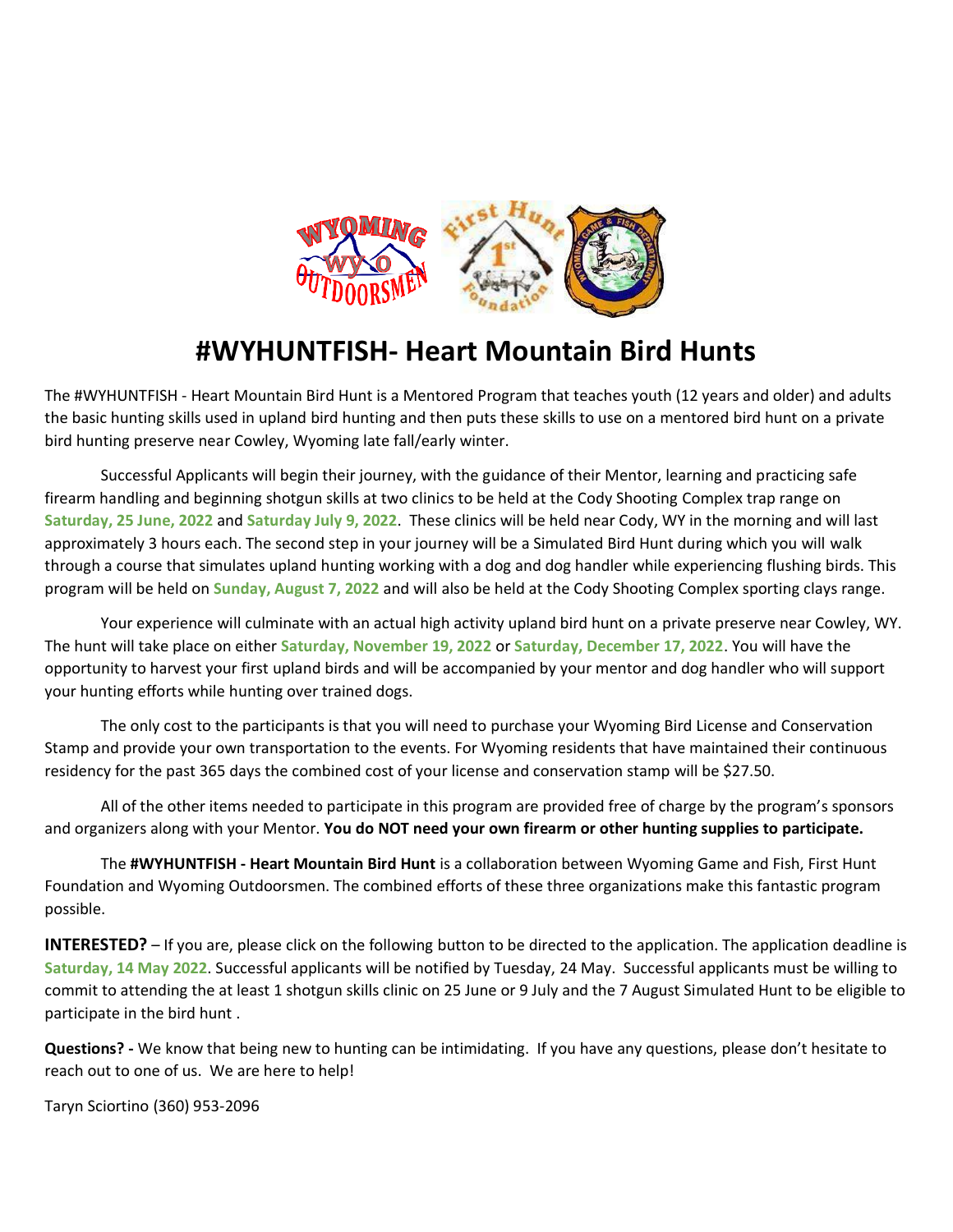# #WYHUNTFISH- Heart Mountain Bird Hunts

The #WYHUNTFISH - Heart Mountain Bird Hunt is a Mentored Program that teaches youth (12 years and older) and adults the basic hunting skills used in upland bird hunting and then puts these skills to use on a mentored bird hunt on a private bird hunting preserve near Cowley, Wyoming late fall/early winter.

Successful Applicants will begin their journey, with the guidance of their Mentor, learning and practicing safe firearm handling and beginning shotgun skills at two clinics to be held at the Cody Shooting Complex trap range on **Saturday, 25 June, 2022** and **Saturday July 9, 2022**. These clinics will be held near Cody, WY in the morning and will last approximately 3 hours each. The second step in your journey will be a Simulated Bird Hunt during which you will walk through a course that simulates upland hunting working with a dog and dog handler while experiencing flushing birds. This program will be held on **Sunday, August 7, 2022** and will also be held at the Cody Shooting Complex sporting clays range.

Your experience will culminate with an actual high activity upland bird hunt on a private preserve near Cowley, WY. The hunt will take place on either **Saturday, November 19, 2022** or **Saturday, December 17, 2022**. You will have the opportunity to harvest your first upland birds and will be accompanied by your mentor and dog handler who will support your hunting efforts while hunting over trained dogs.

The only cost to the participants is that you will need to purchase your Wyoming Bird License and Conservation Stamp and provide your own transportation to the events. For Wyoming residents that have maintained their continuous residency for the past 365 days the combined cost of your license and conservation stamp will be $27.50.

All of the other items needed to participate in this program are provided free of charge by the program's sponsors and organizers along with your Mentor. **You do NOT need your own firearm or other hunting supplies to participate.**

The **#WYHUNTFISH - Heart Mountain Bird Hunt** is a collaboration between Wyoming Game and Fish, First Hunt Foundation and Wyoming Outdoorsmen. The combined efforts of these three organizations make this fantastic program possible.

**INTERESTED?** – If you are, please click on the following button to be directed to the application. The application deadline is **Saturday, 14 May 2022**. Successful applicants will be notified by Tuesday, 24 May. Successful applicants must be willing to commit to attending the at least 1 shotgun skills clinic on 25 June or 9 July and the 7 August Simulated Hunt to be eligible to participate in the bird hunt .

**Questions? -** We know that being new to hunting can be intimidating. If you have any questions, please don't hesitate to reach out to one of us. We are here to help!

Taryn Sciortino (360) 953-2096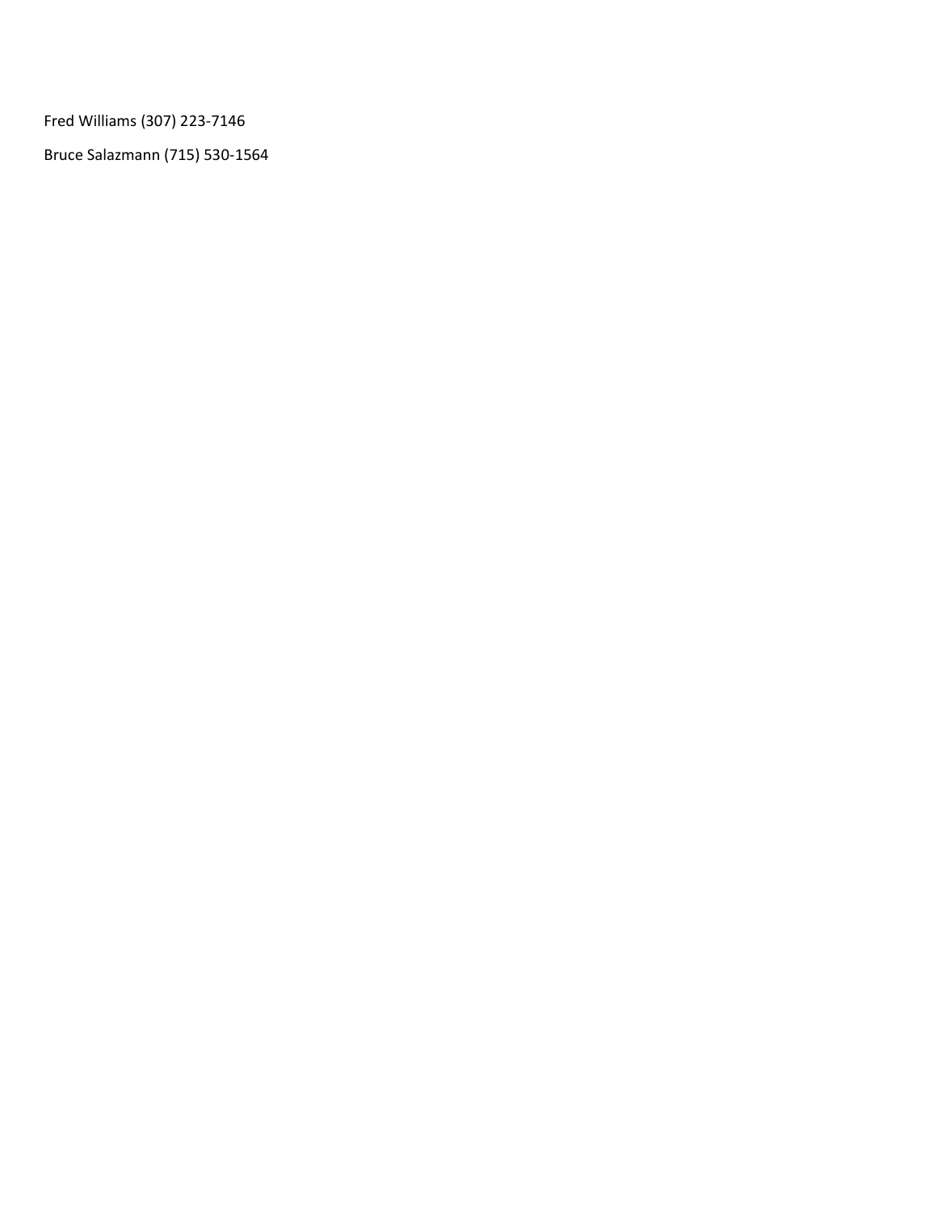Fred Williams (307) 223-7146

Bruce Salazmann (715) 530-1564